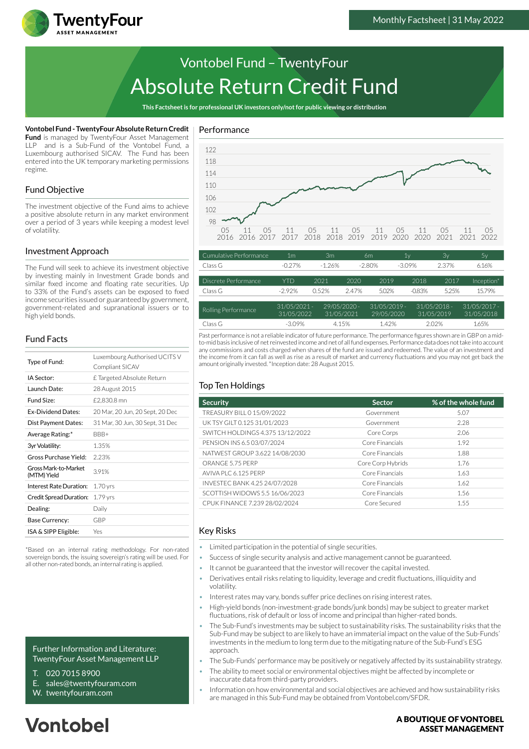Monthly Factsheet | 31 May 2022

# Vontobel Fund – TwentyFour Absolute Return Credit Fund

**This Factsheet is for professional UK investors only/not for public viewing or distribution**

**Vontobel Fund - TwentyFour Absolute Return Credit Fund** is managed by TwentyFour Asset Management LLP and is a Sub-Fund of the Vontobel Fund, a Luxembourg authorised SICAV. The Fund has been entered into the UK temporary marketing permissions regime.

## Fund Objective

The investment objective of the Fund aims to achieve a positive absolute return in any market environment over a period of 3 years while keeping a modest level of volatility.

## Investment Approach

The Fund will seek to achieve its investment objective by investing mainly in Investment Grade bonds and similar fixed income and floating rate securities. Up to 33% of the Fund's assets can be exposed to fixed income securities issued or guaranteed by government, government-related and supranational issuers or to high yield bonds.

## Fund Facts

| | |
|---|---|
| Type of Fund: | Luxembourg Authorised UCITS V Compliant SICAV |
| IA Sector: | £ Targeted Absolute Return |
| Launch Date: | 28 August 2015 |
| Fund Size: | £2,830.8 mn |
| Ex-Dividend Dates: | 20 Mar, 20 Jun, 20 Sept, 20 Dec |
| Dist Payment Dates: | 31 Mar, 30 Jun, 30 Sept, 31 Dec |
| Average Rating:* | BBB+ |
| 3yr Volatility: | 1.35% |
| Gross Purchase Yield: | 2.23% |
| Gross Mark-to-Market (MTM) Yield | 3.91% |
| Interest Rate Duration: | 1.70 yrs |
| Credit Spread Duration: | 1.79 yrs |
| Dealing: | Daily |
| Base Currency: | GBP |
| ISA & SIPP Eligible: | Yes |

*Based on an internal rating methodology. For non-rated sovereign bonds, the issuing sovereign's rating will be used. For all other non-rated bonds, an internal rating is applied.

Further Information and Literature:
TwentyFour Asset Management LLP

T. 020 7015 8900
E. sales@twentyfouram.com
W. twentyfouram.com

## Performance

| Cumulative Performance | 1m | 3m | 6m | 1y | 3y | 5y |
|---|---|---|---|---|---|---|
| Class G | -0.27% | -1.26% | -2.80% | -3.09% | 2.37% | 6.16% |

| Discrete Performance | YTD | 2021 | 2020 | 2019 | 2018 | 2017 | Inception* |
|---|---|---|---|---|---|---|---|
| Class G | -2.92% | 0.52% | 2.47% | 5.02% | -0.83% | 5.25% | 15.79% |

| Rolling Performance | 31/05/2021 - 31/05/2022 | 29/05/2020 - 31/05/2021 | 31/05/2019 - 29/05/2020 | 31/05/2018 - 31/05/2019 | 31/05/2017 - 31/05/2018 |
|---|---|---|---|---|---|
| Class G | -3.09% | 4.15% | 1.42% | 2.02% | 1.65% |

Past performance is not a reliable indicator of future performance. The performance figures shown are in GBP on a mid-to-mid basis inclusive of net reinvested income and net of all fund expenses. Performance data does not take into account any commissions and costs charged when shares of the fund are issued and redeemed. The value of an investment and the income from it can fall as well as rise as a result of market and currency fluctuations and you may not get back the amount originally invested. *Inception date: 28 August 2015.

## Top Ten Holdings

| Security | Sector | % of the whole fund |
|---|---|---|
| TREASURY BILL 0 15/09/2022 | Government | 5.07 |
| UK TSY GILT 0.125 31/01/2023 | Government | 2.28 |
| SWITCH HOLDINGS 4.375 13/12/2022 | Core Corps | 2.06 |
| PENSION INS 6.5 03/07/2024 | Core Financials | 1.92 |
| NATWEST GROUP 3.622 14/08/2030 | Core Financials | 1.88 |
| ORANGE 5.75 PERP | Core Corp Hybrids | 1.76 |
| AVIVA PLC 6.125 PERP | Core Financials | 1.63 |
| INVESTEC BANK 4.25 24/07/2028 | Core Financials | 1.62 |
| SCOTTISH WIDOWS 5.5 16/06/2023 | Core Financials | 1.56 |
| CPUK FINANCE 7.239 28/02/2024 | Core Secured | 1.55 |

## Key Risks

- Limited participation in the potential of single securities.
- Success of single security analysis and active management cannot be guaranteed.
- It cannot be guaranteed that the investor will recover the capital invested.
- Derivatives entail risks relating to liquidity, leverage and credit fluctuations, illiquidity and volatility.
- Interest rates may vary, bonds suffer price declines on rising interest rates.
- High-yield bonds (non-investment-grade bonds/junk bonds) may be subject to greater market fluctuations, risk of default or loss of income and principal than higher-rated bonds.
- The Sub-Fund's investments may be subject to sustainability risks. The sustainability risks that the Sub-Fund may be subject to are likely to have an immaterial impact on the value of the Sub-Funds' investments in the medium to long term due to the mitigating nature of the Sub-Fund's ESG approach.
- The Sub-Funds' performance may be positively or negatively affected by its sustainability strategy.
- The ability to meet social or environmental objectives might be affected by incomplete or inaccurate data from third-party providers.
- Information on how environmental and social objectives are achieved and how sustainability risks are managed in this Sub-Fund may be obtained from Vontobel.com/SFDR.

**A BOUTIQUE OF VONTOBEL ASSET MANAGEMENT**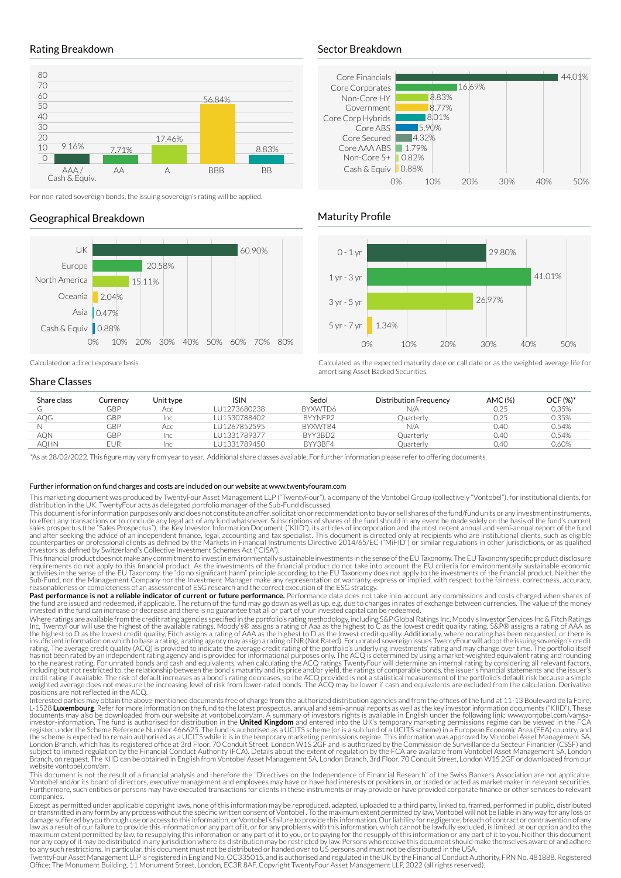## Rating Breakdown

80
70
60
50
40
30
20
10
0

9.16%
7.71%
17.46%
56.84%
8.83%

AAA / Cash & Equiv.
AA
A
BBB
BB

For non-rated sovereign bonds, the issuing sovereign's rating will be applied.

## Sector Breakdown

Core Financials 44.01%
Core Corporates 16.69%
Non-Core HY 8.83%
Government 8.77%
Core Corp Hybrids 8.01%
Core ABS 5.90%
Core Secured 4.32%
Core AAA ABS 1.79%
Non-Core 5+ 0.82%
Cash & Equiv 0.88%

0% 10% 20% 30% 40% 50%

## Geographical Breakdown

UK 60.90%
Europe 20.58%
North America 15.11%
Oceania 2.04%
Asia 0.47%
Cash & Equiv 0.88%

0% 10% 20% 30% 40% 50% 60% 70% 80%

Calculated on a direct exposure basis.

## Maturity Profile

0 - 1 yr 29.80%
1 yr - 3 yr 41.01%
3 yr - 5 yr 26.97%
5 yr - 7 yr 1.34%

0% 10% 20% 30% 40% 50%

Calculated as the expected maturity date or call date or as the weighted average life for amortising Asset Backed Securities.

## Share Classes

| Share class | Currency | Unit type | ISIN | Sedol | Distribution Frequency | AMC (%) | OCF (%)* |
|---|---|---|---|---|---|---|---|
| G | GBP | Acc | LU1273680238 | BYXWTD6 | N/A | 0.25 | 0.35% |
| AQG | GBP | Inc | LU1530788402 | BYYNFP2 | Quarterly | 0.25 | 0.35% |
| N | GBP | Acc | LU1267852595 | BYXWTB4 | N/A | 0.40 | 0.54% |
| AQN | GBP | Inc | LU1331789377 | BYY3BD2 | Quarterly | 0.40 | 0.54% |
| AQHN | EUR | Inc | LU1331789450 | BYY3BF4 | Quarterly | 0.40 | 0.60% |

*As at 28/02/2022. This figure may vary from year to year. Additional share classes available. For further information please refer to offering documents.

Further information on fund charges and costs are included on our website at www.twentyfouram.com

This marketing document was produced by TwentyFour Asset Management LLP ("TwentyFour"), a company of the Vontobel Group (collectively "Vontobel"), for institutional clients, for distribution in the UK. TwentyFour acts as delegated portfolio manager of the Sub-Fund discussed.

This document is for information purposes only and does not constitute an offer, solicitation or recommendation to buy or sell shares of the fund/fund units or any investment instruments, to effect any transactions or to conclude any legal act of any kind whatsoever. Subscriptions of shares of the fund should in any event be made solely on the basis of the fund's current sales prospectus (the "Sales Prospectus"), the Key Investor Information Document ("KIID"), its articles of incorporation and the most recent annual and semi-annual report of the fund and after seeking the advice of an independent finance, legal, accounting and tax specialist. This document is directed only at recipients who are institutional clients, such as eligible counterparties or professional clients as defined by the Markets in Financial Instruments Directive 2014/65/EC ("MiFID") or similar regulations in other jurisdictions, or as qualified investors as defined by Switzerland's Collective Investment Schemes Act ("CISA").

This financial product does not make any commitment to invest in environmentally sustainable investments in the sense of the EU Taxonomy. The EU Taxonomy specific product disclosure requirements do not apply to this financial product. As the investments of the financial product do not take into account the EU criteria for environmentally sustainable economic activities in the sense of the EU Taxonomy, the "do no significant harm" principle according to the EU Taxonomy does not apply to the investments of the financial product. Neither the Sub-Fund, nor the Management Company nor the Investment Manager make any representation or warranty, express or implied, with respect to the fairness, correctness, accuracy, reasonableness or completeness of an assessment of ESG research and the correct execution of the ESG strategy.

**Past performance is not a reliable indicator of current or future performance.** Performance data does not take into account any commissions and costs charged when shares of the fund are issued and redeemed, if applicable. The return of the fund may go down as well as up, e.g. due to changes in rates of exchange between currencies. The value of the money invested in the fund can increase or decrease and there is no guarantee that all or part of your invested capital can be redeemed.

Where ratings are available from the credit rating agencies specified in the portfolio's rating methodology, including S&P Global Ratings Inc, Moody's Investor Services Inc & Fitch Ratings Inc, TwentyFour will use the highest of the available ratings. Moody's® assigns a rating of Aaa as the highest to C as the lowest credit quality rating. S&P® assigns a rating of AAA as the highest to D as the lowest credit quality, Fitch assigns a rating of AAA as the highest to D as the lowest credit quality. Additionally, where no rating has been requested, or there is insufficient information on which to base a rating, a rating agency may assign a rating of NR (Not Rated). For unrated sovereign issues TwentyFour will adopt the issuing sovereign's credit rating. The average credit quality (ACQ) is provided to indicate the average credit rating of the portfolio's underlying investments' rating and may change over time. The portfolio itself has not been rated by an independent rating agency and is provided for informational purposes only. The ACQ is determined by using a market-weighted equivalent rating and rounding to the nearest rating. For unrated bonds and cash and equivalents, when calculating the ACQ ratings TwentyFour will determine an internal rating by considering all relevant factors, including but not restricted to, the relationship between the bond's maturity and its price and/or yield, the ratings of comparable bonds, the issuer's financial statements and the issuer's credit rating if available. The risk of default increases as a bond's rating decreases, so the ACQ provided is not a statistical measurement of the portfolio's default risk because a simple weighted average does not measure the increasing level of risk from lower-rated bonds. The ACQ may be lower if cash and equivalents are excluded from the calculation. Derivative positions are not reflected in the ACQ.

Interested parties may obtain the above-mentioned documents free of charge from the authorized distribution agencies and from the offices of the fund at 11-13 Boulevard de la Foire, L-1528 **Luxembourg**. Refer for more information on the fund to the latest prospectus, annual and semi-annual reports as well as the key investor information documents ("KIID"). These documents may also be downloaded from our website at vontobel.com/am. A summary of investors rights is available in English under the following link: www.vontobel.com/vamsa-investor-information. The fund is authorised for distribution in the **United Kingdom** and entered into the UK's temporary marketing permissions regime can be viewed in the FCA register under the Scheme Reference Number 466625. The fund is authorised as a UCITS scheme (or is a sub fund of a UCITS scheme) in a European Economic Area (EEA) country, and the scheme is expected to remain authorised as a UCITS while it is in the temporary marketing permissions regime. This information was approved by Vontobel Asset Management SA, London Branch, which has its registered office at 3rd Floor, 70 Conduit Street, London W1S 2GF and is authorized by the Commission de Surveillance du Secteur Financier (CSSF) and subject to limited regulation by the Financial Conduct Authority (FCA). Details about the extent of regulation by the FCA are available from Vontobel Asset Management SA, London Branch, on request. The KIID can be obtained in English from Vontobel Asset Management SA, London Branch, 3rd Floor, 70 Conduit Street, London W1S 2GF or downloaded from our website vontobel.com/am.

This document is not the result of a financial analysis and therefore the "Directives on the Independence of Financial Research" of the Swiss Bankers Association are not applicable. Vontobel and/or its board of directors, executive management and employees may have or have had interests or positions in, or traded or acted as market maker in relevant securities. Furthermore, such entities or persons may have executed transactions for clients in these instruments or may provide or have provided corporate finance or other services to relevant companies.

Except as permitted under applicable copyright laws, none of this information may be reproduced, adapted, uploaded to a third party, linked to, framed, performed in public, distributed or transmitted in any form by any process without the specific written consent of Vontobel . To the maximum extent permitted by law, Vontobel will not be liable in any way for any loss or damage suffered by you through use or access to this information, or Vontobel's failure to provide this information. Our liability for negligence, breach of contract or contravention of any law as a result of our failure to provide this information or any part of it, or for any problems with this information, which cannot be lawfully excluded, is limited, at our option and to the maximum extent permitted by law, to resupplying this information or any part of it to you, or to paying for the resupply of this information or any part of it to you. Neither this document nor any copy of it may be distributed in any jurisdiction where its distribution may be restricted by law. Persons who receive this document should make themselves aware of and adhere to any such restrictions. In particular, this document must not be distributed or handed over to US persons and must not be distributed in the USA.

TwentyFour Asset Management LLP is registered in England No. OC335015, and is authorised and regulated in the UK by the Financial Conduct Authority, FRN No. 481888. Registered Office: The Monument Building, 11 Monument Street, London, EC3R 8AF. Copyright TwentyFour Asset Management LLP, 2022 (all rights reserved).